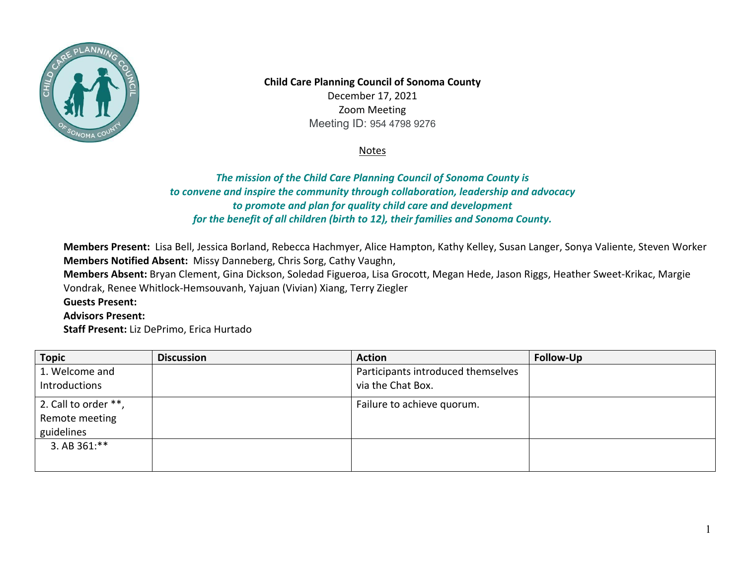**Child Care Planning Council of Sonoma County**
December 17, 2021
Zoom Meeting
Meeting ID: 954 4798 9276

Notes

*The mission of the Child Care Planning Council of Sonoma County is to convene and inspire the community through collaboration, leadership and advocacy to promote and plan for quality child care and development for the benefit of all children (birth to 12), their families and Sonoma County.*

**Members Present:** Lisa Bell, Jessica Borland, Rebecca Hachmyer, Alice Hampton, Kathy Kelley, Susan Langer, Sonya Valiente, Steven Worker
**Members Notified Absent:** Missy Danneberg, Chris Sorg, Cathy Vaughn,
**Members Absent:** Bryan Clement, Gina Dickson, Soledad Figueroa, Lisa Grocott, Megan Hede, Jason Riggs, Heather Sweet-Krikac, Margie Vondrak, Renee Whitlock-Hemsouvanh, Yajuan (Vivian) Xiang, Terry Ziegler
**Guests Present:**
**Advisors Present:**
**Staff Present:** Liz DePrimo, Erica Hurtado

| Topic | Discussion | Action | Follow-Up |
| --- | --- | --- | --- |
| 1. Welcome and Introductions | | Participants introduced themselves via the Chat Box. | |
| 2. Call to order **, Remote meeting guidelines | | Failure to achieve quorum. | |
| 3. AB 361:** | | | |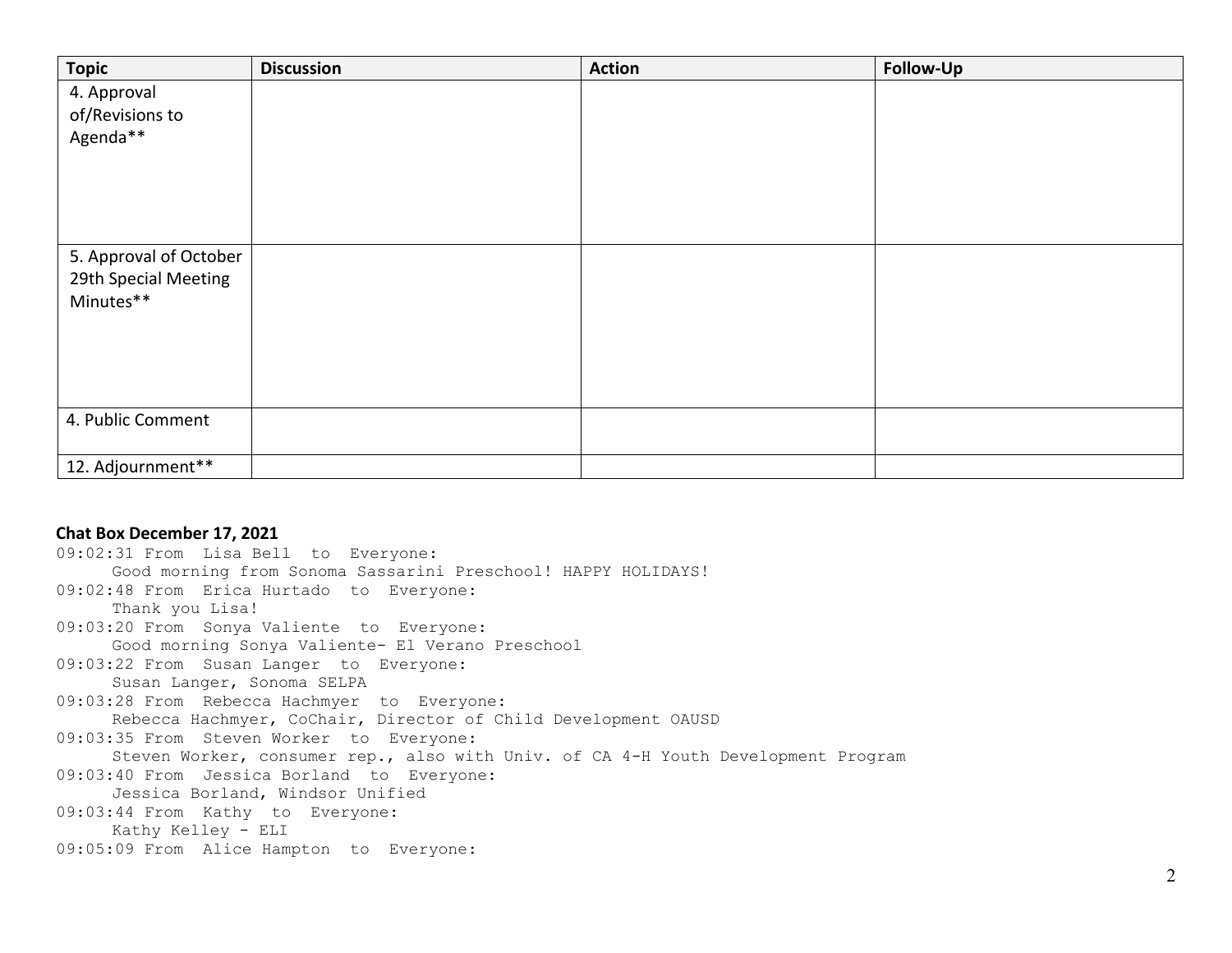| Topic | Discussion | Action | Follow-Up |
|---|---|---|---|
| 4. Approval of/Revisions to Agenda** | | | |
| 5. Approval of October 29th Special Meeting Minutes** | | | |
| 4. Public Comment | | | |
| 12. Adjournment** | | | |

**Chat Box December 17, 2021**

```
09:02:31 From  Lisa Bell  to  Everyone:
     Good morning from Sonoma Sassarini Preschool! HAPPY HOLIDAYS!
09:02:48 From  Erica Hurtado  to  Everyone:
     Thank you Lisa!
09:03:20 From  Sonya Valiente  to  Everyone:
     Good morning Sonya Valiente- El Verano Preschool
09:03:22 From  Susan Langer  to  Everyone:
     Susan Langer, Sonoma SELPA
09:03:28 From  Rebecca Hachmyer  to  Everyone:
     Rebecca Hachmyer, CoChair, Director of Child Development OAUSD
09:03:35 From  Steven Worker  to  Everyone:
     Steven Worker, consumer rep., also with Univ. of CA 4-H Youth Development Program
09:03:40 From  Jessica Borland  to  Everyone:
     Jessica Borland, Windsor Unified
09:03:44 From  Kathy  to  Everyone:
     Kathy Kelley - ELI
09:05:09 From  Alice Hampton  to  Everyone:
```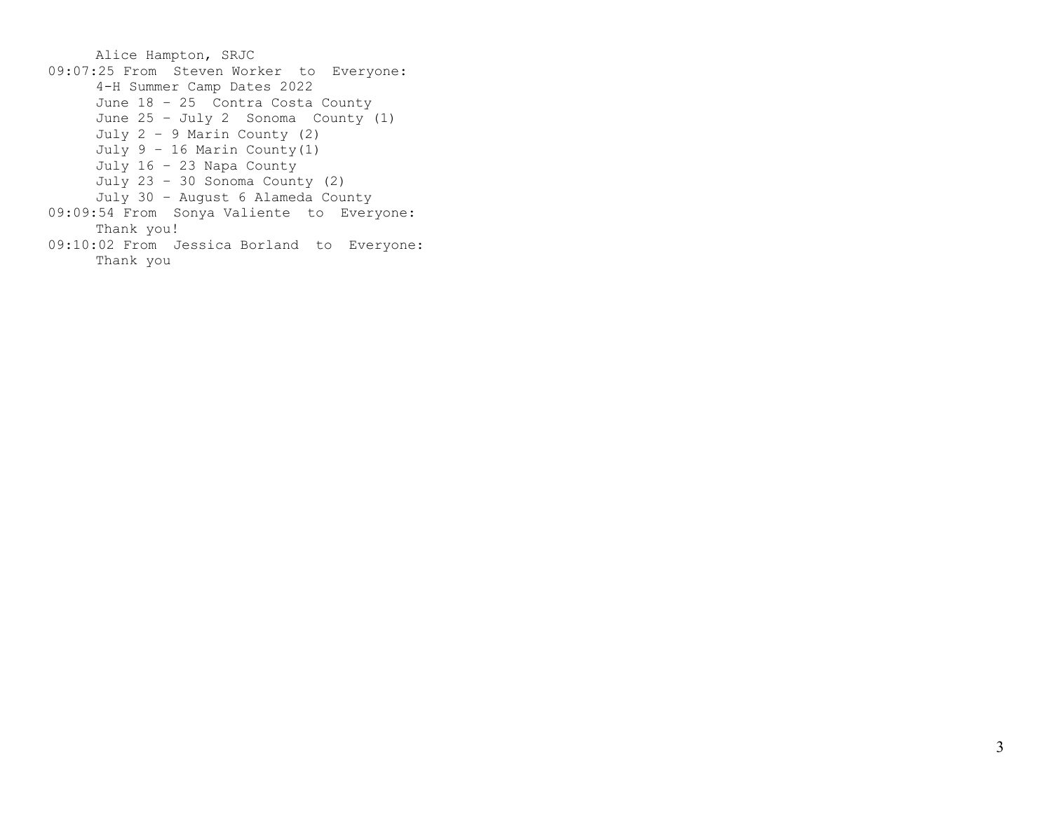Alice Hampton, SRJC

09:07:25 From Steven Worker to Everyone:

4-H Summer Camp Dates 2022

June 18 – 25 Contra Costa County

June 25 – July 2 Sonoma County (1)

July 2 – 9 Marin County (2)

July 9 – 16 Marin County(1)

July 16 – 23 Napa County

July 23 – 30 Sonoma County (2)

July 30 – August 6 Alameda County

09:09:54 From Sonya Valiente to Everyone:

Thank you!

09:10:02 From Jessica Borland to Everyone:

Thank you